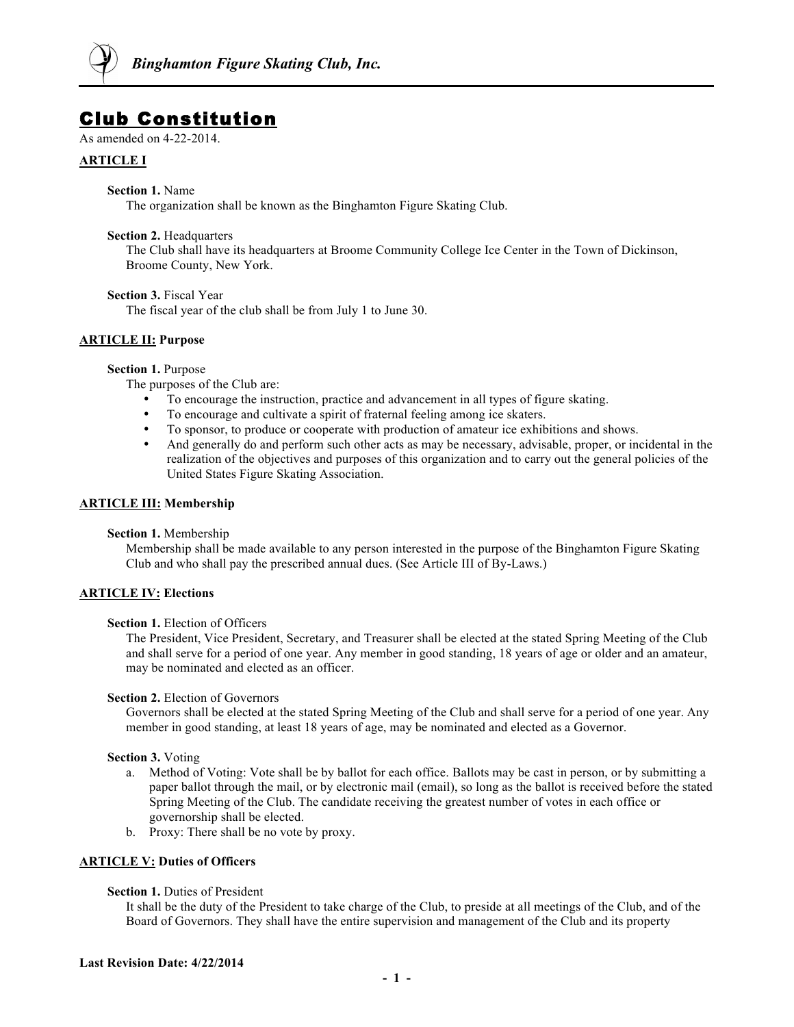# Club Constitution

As amended on 4-22-2014.

## ARTICLE I

**Section 1.** Name

The organization shall be known as the Binghamton Figure Skating Club.

**Section 2.** Headquarters

The Club shall have its headquarters at Broome Community College Ice Center in the Town of Dickinson, Broome County, New York.

**Section 3.** Fiscal Year

The fiscal year of the club shall be from July 1 to June 30.

## ARTICLE II: Purpose

**Section 1.** Purpose

The purposes of the Club are:

- To encourage the instruction, practice and advancement in all types of figure skating.
- To encourage and cultivate a spirit of fraternal feeling among ice skaters.
- To sponsor, to produce or cooperate with production of amateur ice exhibitions and shows.
- And generally do and perform such other acts as may be necessary, advisable, proper, or incidental in the realization of the objectives and purposes of this organization and to carry out the general policies of the United States Figure Skating Association.

## ARTICLE III: Membership

**Section 1.** Membership

Membership shall be made available to any person interested in the purpose of the Binghamton Figure Skating Club and who shall pay the prescribed annual dues. (See Article III of By-Laws.)

## ARTICLE IV: Elections

**Section 1.** Election of Officers

The President, Vice President, Secretary, and Treasurer shall be elected at the stated Spring Meeting of the Club and shall serve for a period of one year. Any member in good standing, 18 years of age or older and an amateur, may be nominated and elected as an officer.

**Section 2.** Election of Governors

Governors shall be elected at the stated Spring Meeting of the Club and shall serve for a period of one year. Any member in good standing, at least 18 years of age, may be nominated and elected as a Governor.

**Section 3.** Voting

a. Method of Voting: Vote shall be by ballot for each office. Ballots may be cast in person, or by submitting a paper ballot through the mail, or by electronic mail (email), so long as the ballot is received before the stated Spring Meeting of the Club. The candidate receiving the greatest number of votes in each office or governorship shall be elected.
b. Proxy: There shall be no vote by proxy.

## ARTICLE V: Duties of Officers

**Section 1.** Duties of President

It shall be the duty of the President to take charge of the Club, to preside at all meetings of the Club, and of the Board of Governors. They shall have the entire supervision and management of the Club and its property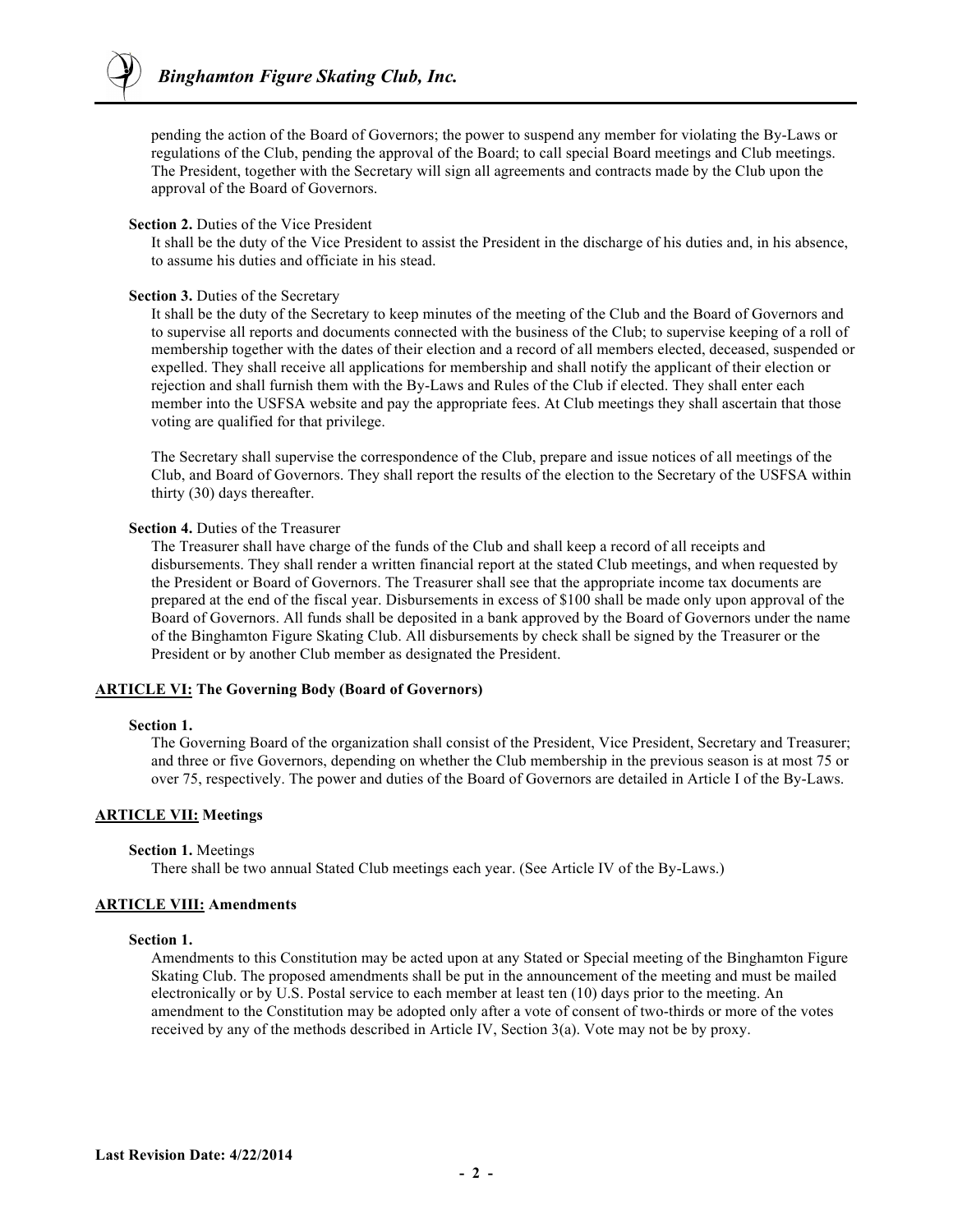pending the action of the Board of Governors; the power to suspend any member for violating the By-Laws or regulations of the Club, pending the approval of the Board; to call special Board meetings and Club meetings. The President, together with the Secretary will sign all agreements and contracts made by the Club upon the approval of the Board of Governors.

**Section 2.** Duties of the Vice President

It shall be the duty of the Vice President to assist the President in the discharge of his duties and, in his absence, to assume his duties and officiate in his stead.

**Section 3.** Duties of the Secretary

It shall be the duty of the Secretary to keep minutes of the meeting of the Club and the Board of Governors and to supervise all reports and documents connected with the business of the Club; to supervise keeping of a roll of membership together with the dates of their election and a record of all members elected, deceased, suspended or expelled. They shall receive all applications for membership and shall notify the applicant of their election or rejection and shall furnish them with the By-Laws and Rules of the Club if elected. They shall enter each member into the USFSA website and pay the appropriate fees. At Club meetings they shall ascertain that those voting are qualified for that privilege.

The Secretary shall supervise the correspondence of the Club, prepare and issue notices of all meetings of the Club, and Board of Governors. They shall report the results of the election to the Secretary of the USFSA within thirty (30) days thereafter.

**Section 4.** Duties of the Treasurer

The Treasurer shall have charge of the funds of the Club and shall keep a record of all receipts and disbursements. They shall render a written financial report at the stated Club meetings, and when requested by the President or Board of Governors. The Treasurer shall see that the appropriate income tax documents are prepared at the end of the fiscal year. Disbursements in excess of $100 shall be made only upon approval of the Board of Governors. All funds shall be deposited in a bank approved by the Board of Governors under the name of the Binghamton Figure Skating Club. All disbursements by check shall be signed by the Treasurer or the President or by another Club member as designated the President.

## <u>ARTICLE VI:</u> The Governing Body (Board of Governors)

**Section 1.**

The Governing Board of the organization shall consist of the President, Vice President, Secretary and Treasurer; and three or five Governors, depending on whether the Club membership in the previous season is at most 75 or over 75, respectively. The power and duties of the Board of Governors are detailed in Article I of the By-Laws.

## <u>ARTICLE VII:</u> Meetings

**Section 1.** Meetings

There shall be two annual Stated Club meetings each year. (See Article IV of the By-Laws.)

## <u>ARTICLE VIII:</u> Amendments

**Section 1.**

Amendments to this Constitution may be acted upon at any Stated or Special meeting of the Binghamton Figure Skating Club. The proposed amendments shall be put in the announcement of the meeting and must be mailed electronically or by U.S. Postal service to each member at least ten (10) days prior to the meeting. An amendment to the Constitution may be adopted only after a vote of consent of two-thirds or more of the votes received by any of the methods described in Article IV, Section 3(a). Vote may not be by proxy.

**Last Revision Date: 4/22/2014**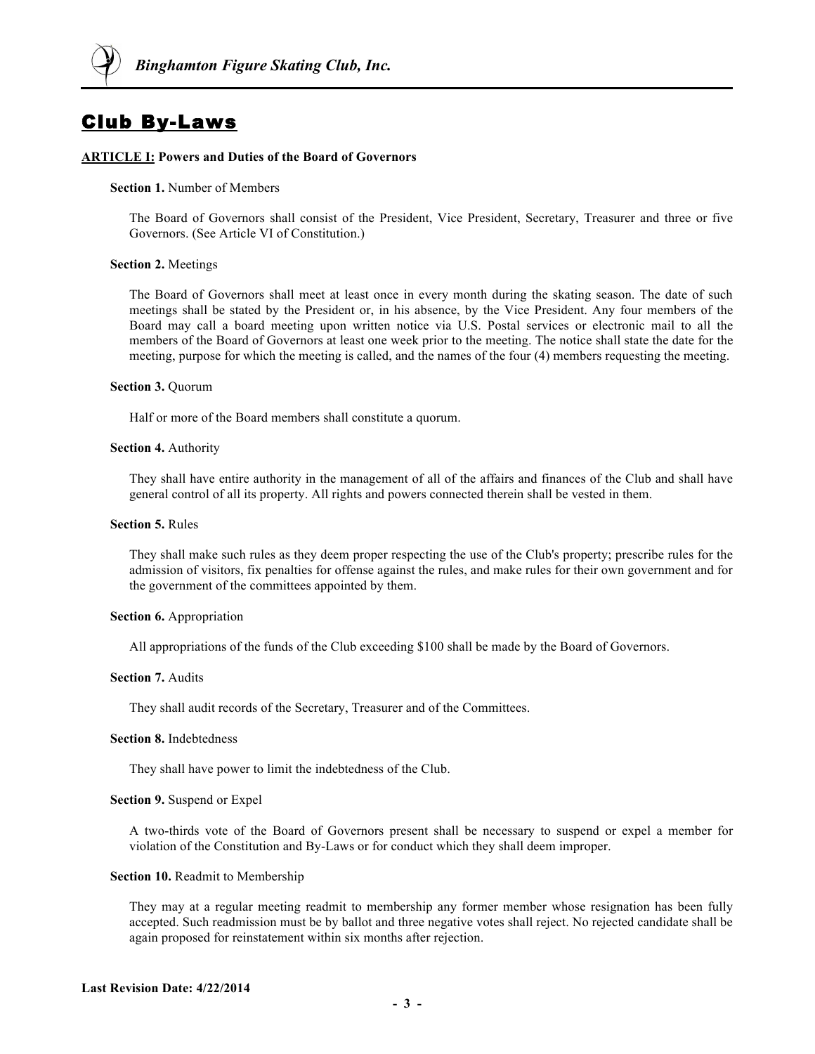# Club By-Laws

**ARTICLE I: Powers and Duties of the Board of Governors**

**Section 1.** Number of Members

The Board of Governors shall consist of the President, Vice President, Secretary, Treasurer and three or five Governors. (See Article VI of Constitution.)

**Section 2.** Meetings

The Board of Governors shall meet at least once in every month during the skating season. The date of such meetings shall be stated by the President or, in his absence, by the Vice President. Any four members of the Board may call a board meeting upon written notice via U.S. Postal services or electronic mail to all the members of the Board of Governors at least one week prior to the meeting. The notice shall state the date for the meeting, purpose for which the meeting is called, and the names of the four (4) members requesting the meeting.

**Section 3.** Quorum

Half or more of the Board members shall constitute a quorum.

**Section 4.** Authority

They shall have entire authority in the management of all of the affairs and finances of the Club and shall have general control of all its property. All rights and powers connected therein shall be vested in them.

**Section 5.** Rules

They shall make such rules as they deem proper respecting the use of the Club's property; prescribe rules for the admission of visitors, fix penalties for offense against the rules, and make rules for their own government and for the government of the committees appointed by them.

**Section 6.** Appropriation

All appropriations of the funds of the Club exceeding $100 shall be made by the Board of Governors.

**Section 7.** Audits

They shall audit records of the Secretary, Treasurer and of the Committees.

**Section 8.** Indebtedness

They shall have power to limit the indebtedness of the Club.

**Section 9.** Suspend or Expel

A two-thirds vote of the Board of Governors present shall be necessary to suspend or expel a member for violation of the Constitution and By-Laws or for conduct which they shall deem improper.

**Section 10.** Readmit to Membership

They may at a regular meeting readmit to membership any former member whose resignation has been fully accepted. Such readmission must be by ballot and three negative votes shall reject. No rejected candidate shall be again proposed for reinstatement within six months after rejection.

**Last Revision Date: 4/22/2014**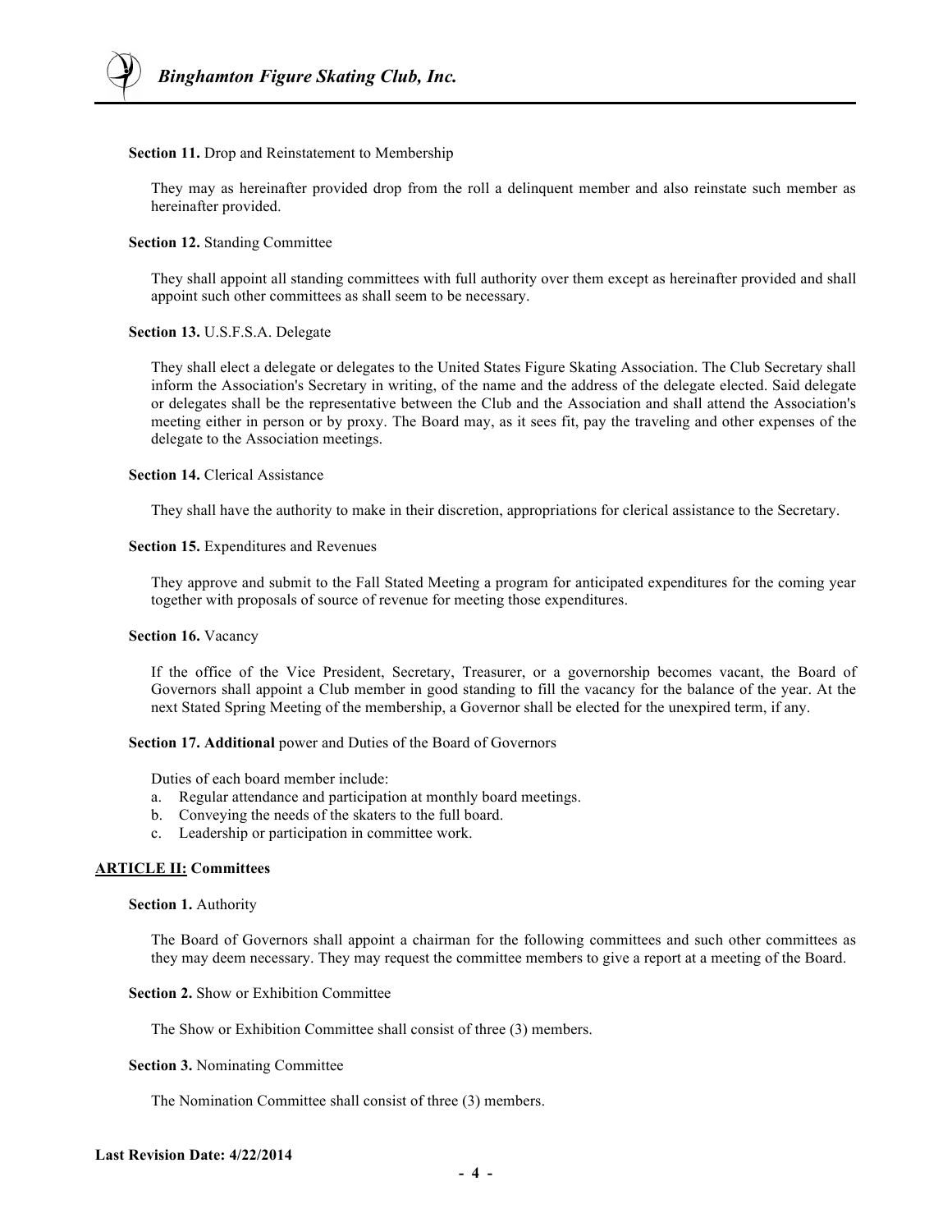**Section 11.** Drop and Reinstatement to Membership

They may as hereinafter provided drop from the roll a delinquent member and also reinstate such member as hereinafter provided.

**Section 12.** Standing Committee

They shall appoint all standing committees with full authority over them except as hereinafter provided and shall appoint such other committees as shall seem to be necessary.

**Section 13.** U.S.F.S.A. Delegate

They shall elect a delegate or delegates to the United States Figure Skating Association. The Club Secretary shall inform the Association's Secretary in writing, of the name and the address of the delegate elected. Said delegate or delegates shall be the representative between the Club and the Association and shall attend the Association's meeting either in person or by proxy. The Board may, as it sees fit, pay the traveling and other expenses of the delegate to the Association meetings.

**Section 14.** Clerical Assistance

They shall have the authority to make in their discretion, appropriations for clerical assistance to the Secretary.

**Section 15.** Expenditures and Revenues

They approve and submit to the Fall Stated Meeting a program for anticipated expenditures for the coming year together with proposals of source of revenue for meeting those expenditures.

**Section 16.** Vacancy

If the office of the Vice President, Secretary, Treasurer, or a governorship becomes vacant, the Board of Governors shall appoint a Club member in good standing to fill the vacancy for the balance of the year. At the next Stated Spring Meeting of the membership, a Governor shall be elected for the unexpired term, if any.

**Section 17. Additional** power and Duties of the Board of Governors

Duties of each board member include:

a. Regular attendance and participation at monthly board meetings.
b. Conveying the needs of the skaters to the full board.
c. Leadership or participation in committee work.

## <u>ARTICLE II:</u> Committees

**Section 1.** Authority

The Board of Governors shall appoint a chairman for the following committees and such other committees as they may deem necessary. They may request the committee members to give a report at a meeting of the Board.

**Section 2.** Show or Exhibition Committee

The Show or Exhibition Committee shall consist of three (3) members.

**Section 3.** Nominating Committee

The Nomination Committee shall consist of three (3) members.

**Last Revision Date: 4/22/2014**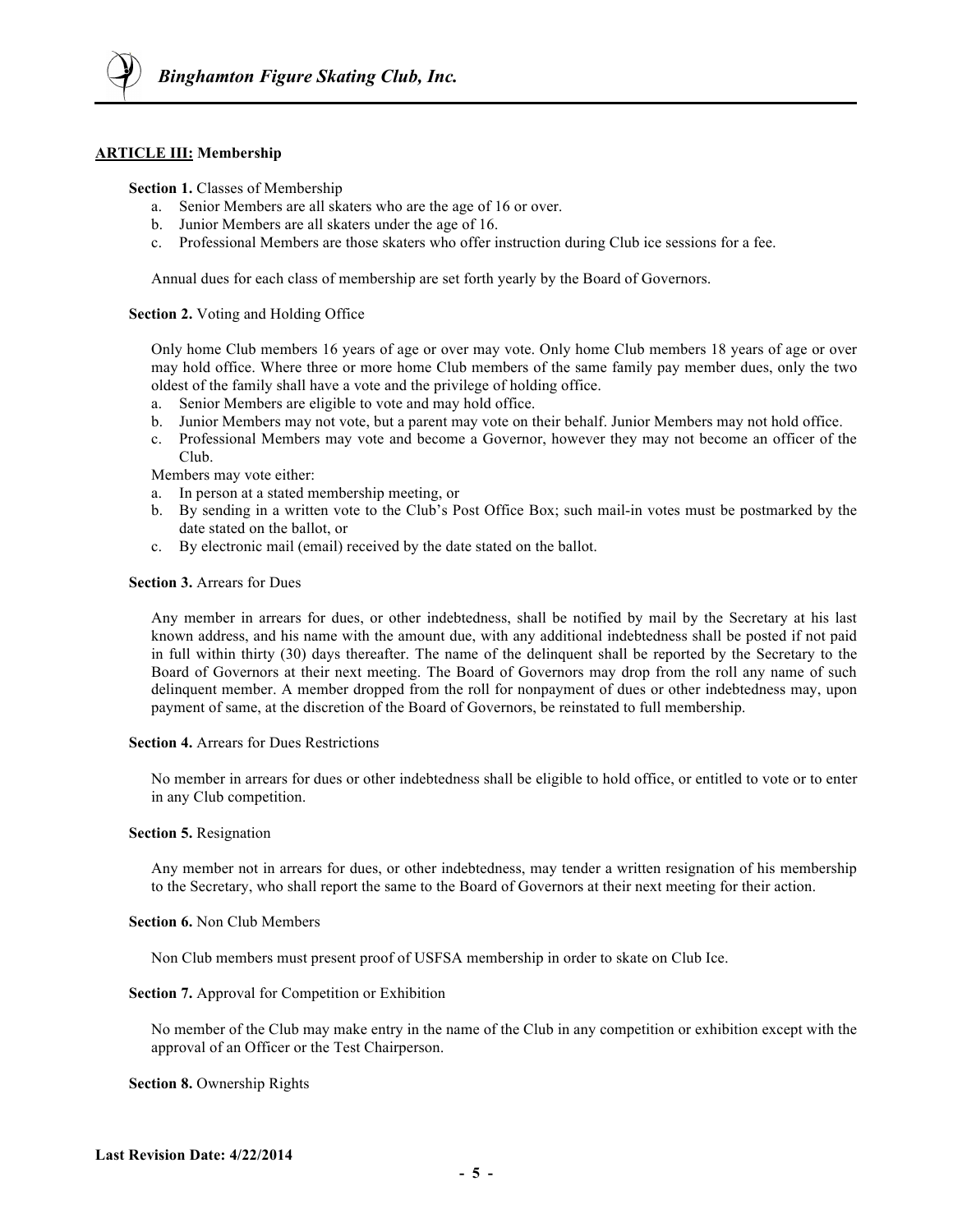## **ARTICLE III:** Membership

**Section 1.** Classes of Membership

a. Senior Members are all skaters who are the age of 16 or over.
b. Junior Members are all skaters under the age of 16.
c. Professional Members are those skaters who offer instruction during Club ice sessions for a fee.

Annual dues for each class of membership are set forth yearly by the Board of Governors.

**Section 2.** Voting and Holding Office

Only home Club members 16 years of age or over may vote. Only home Club members 18 years of age or over may hold office. Where three or more home Club members of the same family pay member dues, only the two oldest of the family shall have a vote and the privilege of holding office.

a. Senior Members are eligible to vote and may hold office.
b. Junior Members may not vote, but a parent may vote on their behalf. Junior Members may not hold office.
c. Professional Members may vote and become a Governor, however they may not become an officer of the Club.

Members may vote either:

a. In person at a stated membership meeting, or
b. By sending in a written vote to the Club's Post Office Box; such mail-in votes must be postmarked by the date stated on the ballot, or
c. By electronic mail (email) received by the date stated on the ballot.

**Section 3.** Arrears for Dues

Any member in arrears for dues, or other indebtedness, shall be notified by mail by the Secretary at his last known address, and his name with the amount due, with any additional indebtedness shall be posted if not paid in full within thirty (30) days thereafter. The name of the delinquent shall be reported by the Secretary to the Board of Governors at their next meeting. The Board of Governors may drop from the roll any name of such delinquent member. A member dropped from the roll for nonpayment of dues or other indebtedness may, upon payment of same, at the discretion of the Board of Governors, be reinstated to full membership.

**Section 4.** Arrears for Dues Restrictions

No member in arrears for dues or other indebtedness shall be eligible to hold office, or entitled to vote or to enter in any Club competition.

**Section 5.** Resignation

Any member not in arrears for dues, or other indebtedness, may tender a written resignation of his membership to the Secretary, who shall report the same to the Board of Governors at their next meeting for their action.

**Section 6.** Non Club Members

Non Club members must present proof of USFSA membership in order to skate on Club Ice.

**Section 7.** Approval for Competition or Exhibition

No member of the Club may make entry in the name of the Club in any competition or exhibition except with the approval of an Officer or the Test Chairperson.

**Section 8.** Ownership Rights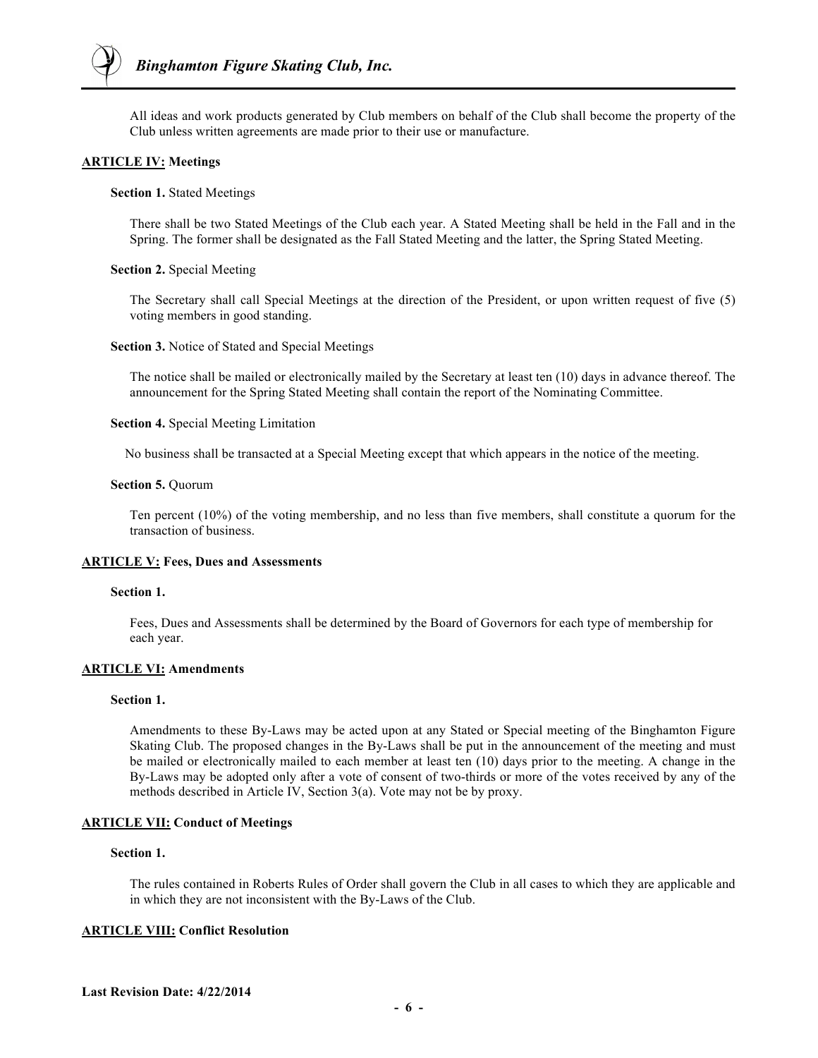All ideas and work products generated by Club members on behalf of the Club shall become the property of the Club unless written agreements are made prior to their use or manufacture.

## ARTICLE IV: Meetings

**Section 1.** Stated Meetings

There shall be two Stated Meetings of the Club each year. A Stated Meeting shall be held in the Fall and in the Spring. The former shall be designated as the Fall Stated Meeting and the latter, the Spring Stated Meeting.

**Section 2.** Special Meeting

The Secretary shall call Special Meetings at the direction of the President, or upon written request of five (5) voting members in good standing.

**Section 3.** Notice of Stated and Special Meetings

The notice shall be mailed or electronically mailed by the Secretary at least ten (10) days in advance thereof. The announcement for the Spring Stated Meeting shall contain the report of the Nominating Committee.

**Section 4.** Special Meeting Limitation

No business shall be transacted at a Special Meeting except that which appears in the notice of the meeting.

**Section 5.** Quorum

Ten percent (10%) of the voting membership, and no less than five members, shall constitute a quorum for the transaction of business.

## ARTICLE V: Fees, Dues and Assessments

**Section 1.**

Fees, Dues and Assessments shall be determined by the Board of Governors for each type of membership for each year.

## ARTICLE VI: Amendments

**Section 1.**

Amendments to these By-Laws may be acted upon at any Stated or Special meeting of the Binghamton Figure Skating Club. The proposed changes in the By-Laws shall be put in the announcement of the meeting and must be mailed or electronically mailed to each member at least ten (10) days prior to the meeting. A change in the By-Laws may be adopted only after a vote of consent of two-thirds or more of the votes received by any of the methods described in Article IV, Section 3(a). Vote may not be by proxy.

## ARTICLE VII: Conduct of Meetings

**Section 1.**

The rules contained in Roberts Rules of Order shall govern the Club in all cases to which they are applicable and in which they are not inconsistent with the By-Laws of the Club.

## ARTICLE VIII: Conflict Resolution

**Last Revision Date: 4/22/2014**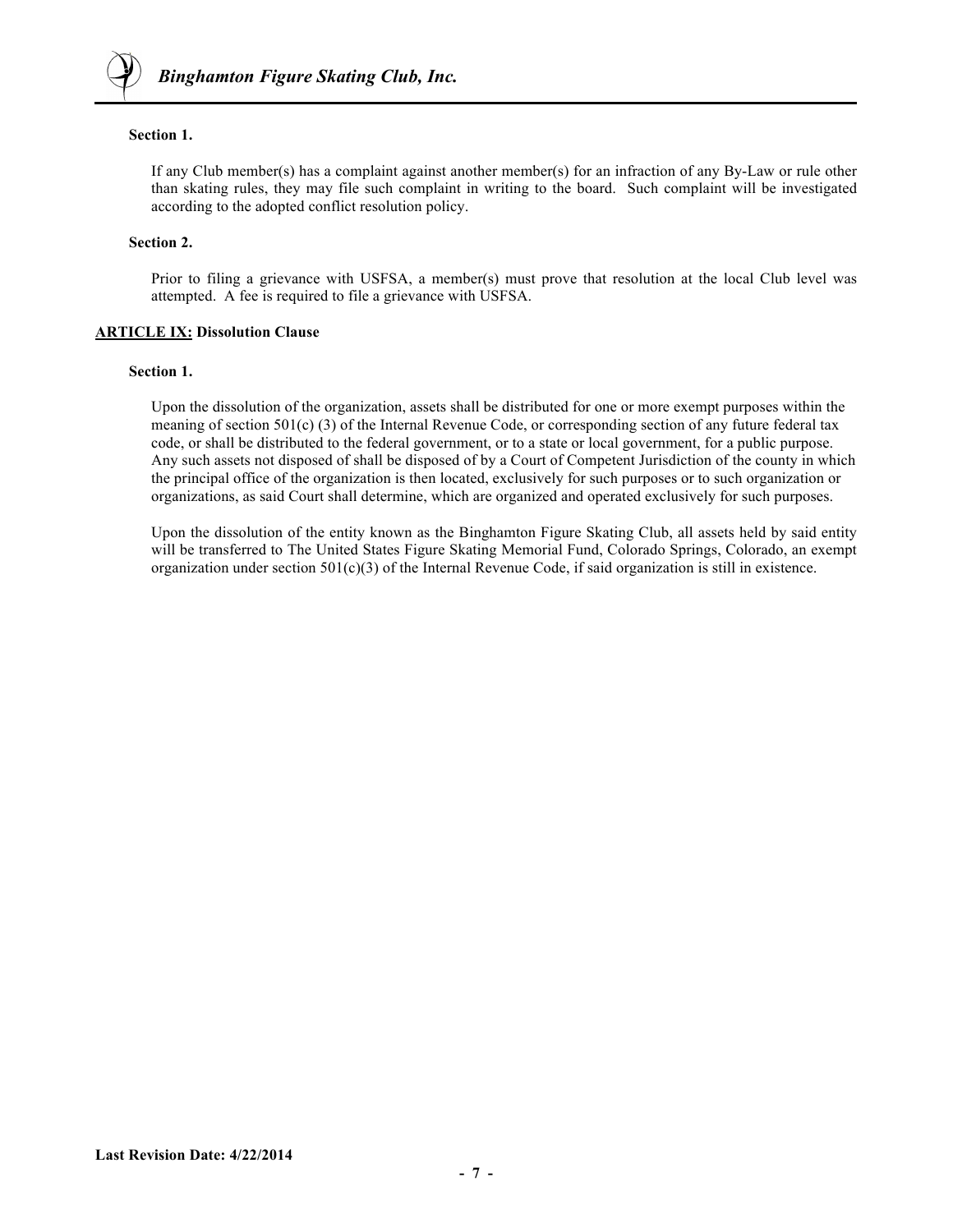**Section 1.**

If any Club member(s) has a complaint against another member(s) for an infraction of any By-Law or rule other than skating rules, they may file such complaint in writing to the board. Such complaint will be investigated according to the adopted conflict resolution policy.

**Section 2.**

Prior to filing a grievance with USFSA, a member(s) must prove that resolution at the local Club level was attempted. A fee is required to file a grievance with USFSA.

## ARTICLE IX: Dissolution Clause

**Section 1.**

Upon the dissolution of the organization, assets shall be distributed for one or more exempt purposes within the meaning of section 501(c) (3) of the Internal Revenue Code, or corresponding section of any future federal tax code, or shall be distributed to the federal government, or to a state or local government, for a public purpose. Any such assets not disposed of shall be disposed of by a Court of Competent Jurisdiction of the county in which the principal office of the organization is then located, exclusively for such purposes or to such organization or organizations, as said Court shall determine, which are organized and operated exclusively for such purposes.

Upon the dissolution of the entity known as the Binghamton Figure Skating Club, all assets held by said entity will be transferred to The United States Figure Skating Memorial Fund, Colorado Springs, Colorado, an exempt organization under section 501(c)(3) of the Internal Revenue Code, if said organization is still in existence.